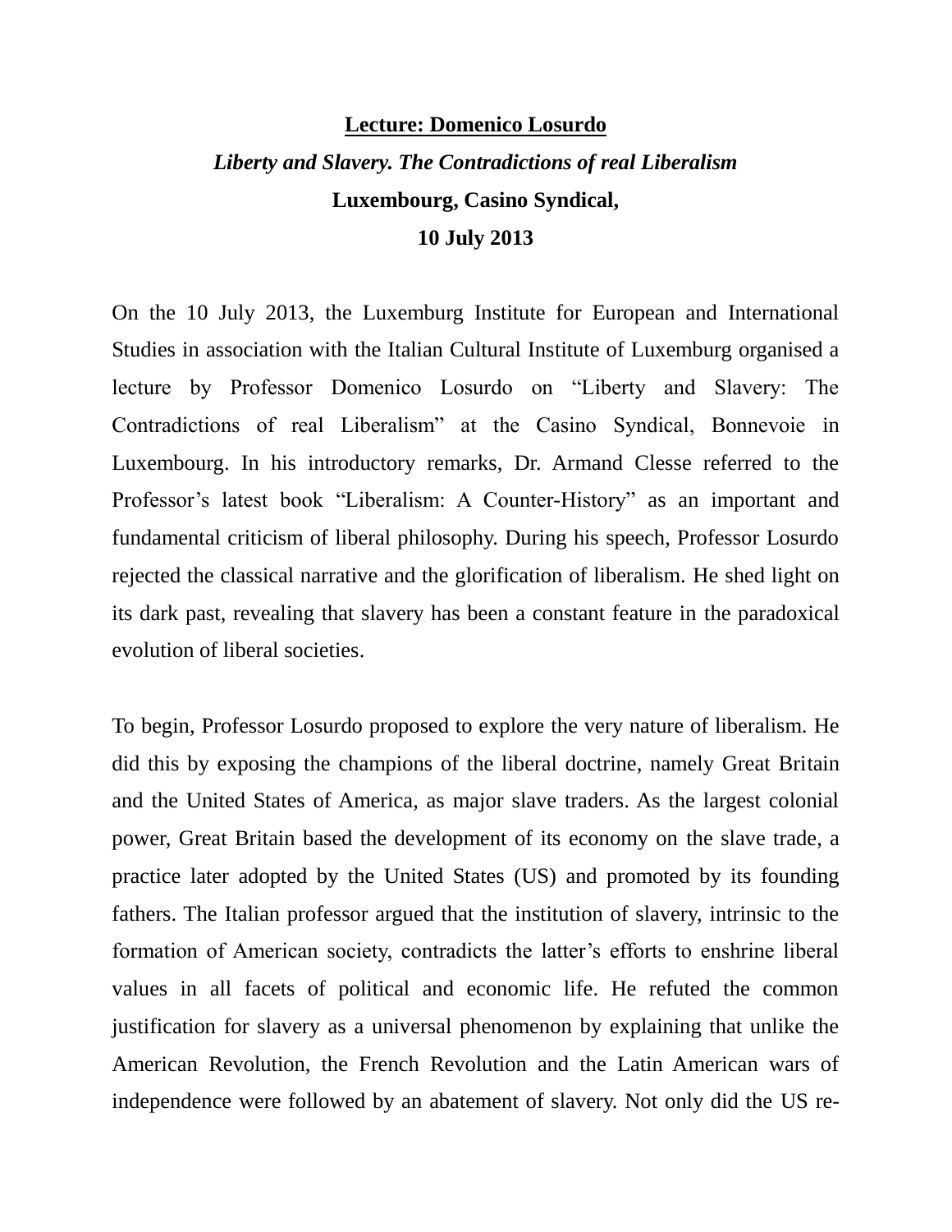# Lecture: Domenico Losurdo

***Liberty and Slavery. The Contradictions of real Liberalism***

**Luxembourg, Casino Syndical,**

**10 July 2013**

On the 10 July 2013, the Luxemburg Institute for European and International Studies in association with the Italian Cultural Institute of Luxemburg organised a lecture by Professor Domenico Losurdo on "Liberty and Slavery: The Contradictions of real Liberalism" at the Casino Syndical, Bonnevoie in Luxembourg. In his introductory remarks, Dr. Armand Clesse referred to the Professor's latest book "Liberalism: A Counter-History" as an important and fundamental criticism of liberal philosophy. During his speech, Professor Losurdo rejected the classical narrative and the glorification of liberalism. He shed light on its dark past, revealing that slavery has been a constant feature in the paradoxical evolution of liberal societies.

To begin, Professor Losurdo proposed to explore the very nature of liberalism. He did this by exposing the champions of the liberal doctrine, namely Great Britain and the United States of America, as major slave traders. As the largest colonial power, Great Britain based the development of its economy on the slave trade, a practice later adopted by the United States (US) and promoted by its founding fathers. The Italian professor argued that the institution of slavery, intrinsic to the formation of American society, contradicts the latter's efforts to enshrine liberal values in all facets of political and economic life. He refuted the common justification for slavery as a universal phenomenon by explaining that unlike the American Revolution, the French Revolution and the Latin American wars of independence were followed by an abatement of slavery. Not only did the US re-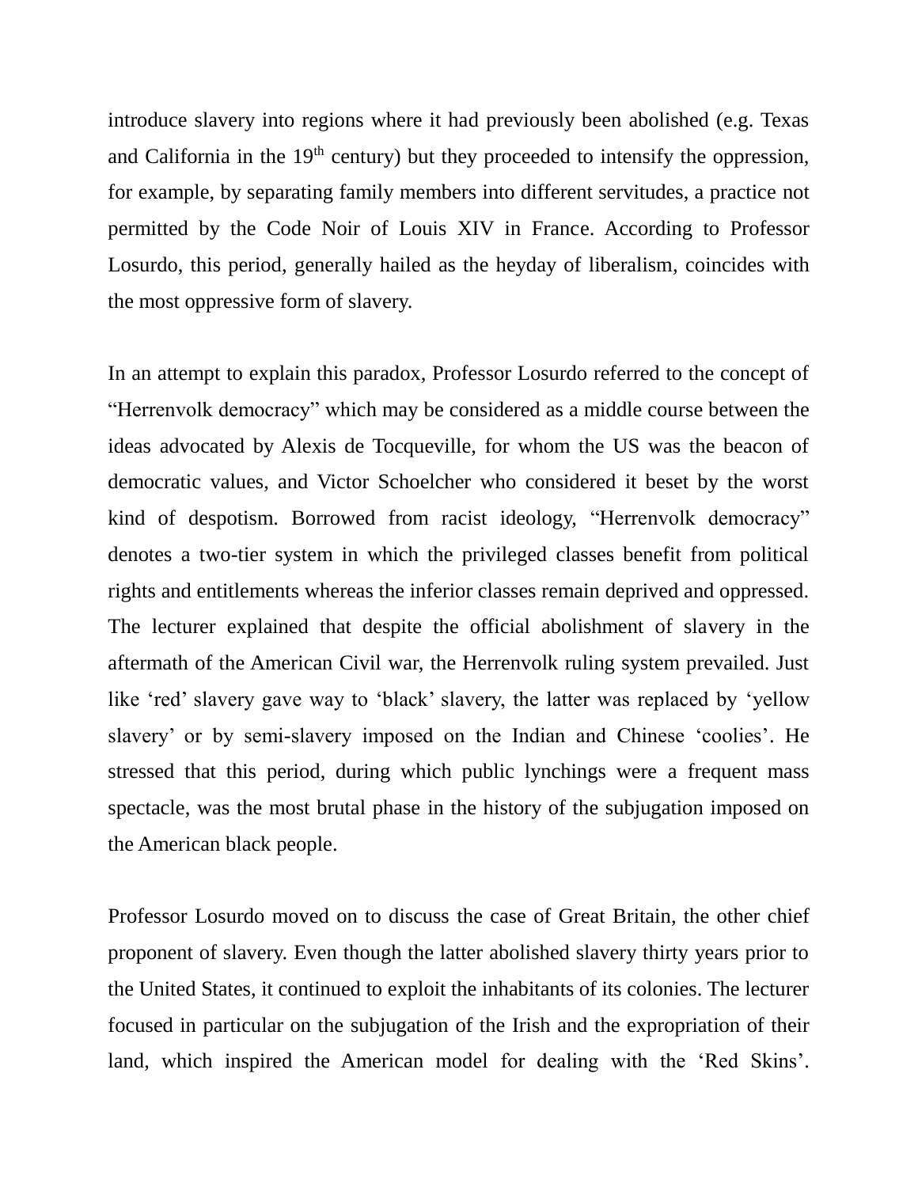introduce slavery into regions where it had previously been abolished (e.g. Texas and California in the 19th century) but they proceeded to intensify the oppression, for example, by separating family members into different servitudes, a practice not permitted by the Code Noir of Louis XIV in France. According to Professor Losurdo, this period, generally hailed as the heyday of liberalism, coincides with the most oppressive form of slavery.

In an attempt to explain this paradox, Professor Losurdo referred to the concept of "Herrenvolk democracy" which may be considered as a middle course between the ideas advocated by Alexis de Tocqueville, for whom the US was the beacon of democratic values, and Victor Schoelcher who considered it beset by the worst kind of despotism. Borrowed from racist ideology, "Herrenvolk democracy" denotes a two-tier system in which the privileged classes benefit from political rights and entitlements whereas the inferior classes remain deprived and oppressed. The lecturer explained that despite the official abolishment of slavery in the aftermath of the American Civil war, the Herrenvolk ruling system prevailed. Just like 'red' slavery gave way to 'black' slavery, the latter was replaced by 'yellow slavery' or by semi-slavery imposed on the Indian and Chinese 'coolies'. He stressed that this period, during which public lynchings were a frequent mass spectacle, was the most brutal phase in the history of the subjugation imposed on the American black people.

Professor Losurdo moved on to discuss the case of Great Britain, the other chief proponent of slavery. Even though the latter abolished slavery thirty years prior to the United States, it continued to exploit the inhabitants of its colonies. The lecturer focused in particular on the subjugation of the Irish and the expropriation of their land, which inspired the American model for dealing with the 'Red Skins'.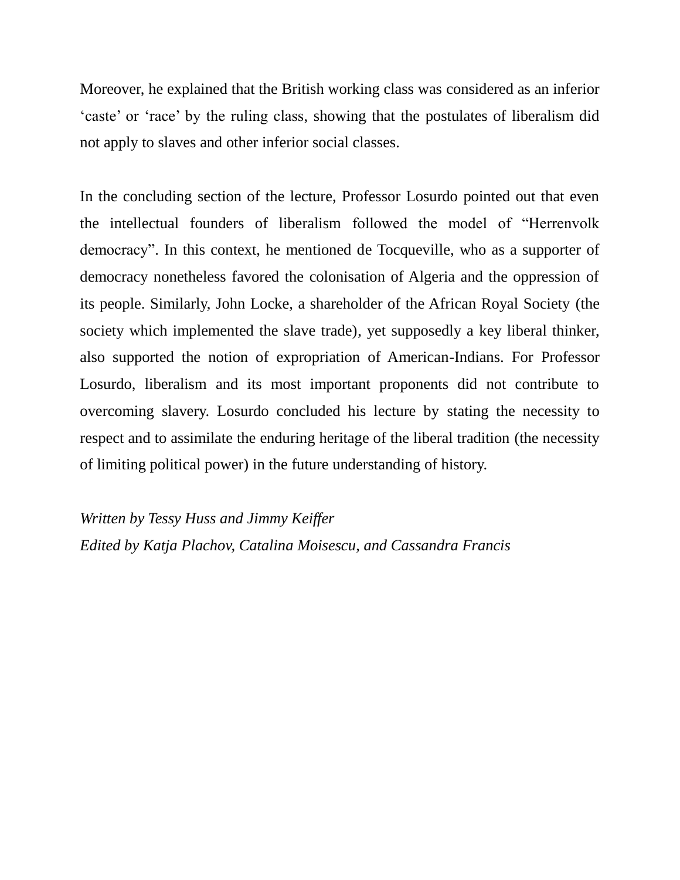Moreover, he explained that the British working class was considered as an inferior ‘caste’ or ‘race’ by the ruling class, showing that the postulates of liberalism did not apply to slaves and other inferior social classes.

In the concluding section of the lecture, Professor Losurdo pointed out that even the intellectual founders of liberalism followed the model of “Herrenvolk democracy”. In this context, he mentioned de Tocqueville, who as a supporter of democracy nonetheless favored the colonisation of Algeria and the oppression of its people. Similarly, John Locke, a shareholder of the African Royal Society (the society which implemented the slave trade), yet supposedly a key liberal thinker, also supported the notion of expropriation of American-Indians. For Professor Losurdo, liberalism and its most important proponents did not contribute to overcoming slavery. Losurdo concluded his lecture by stating the necessity to respect and to assimilate the enduring heritage of the liberal tradition (the necessity of limiting political power) in the future understanding of history.

*Written by Tessy Huss and Jimmy Keiffer*
*Edited by Katja Plachov, Catalina Moisescu, and Cassandra Francis*